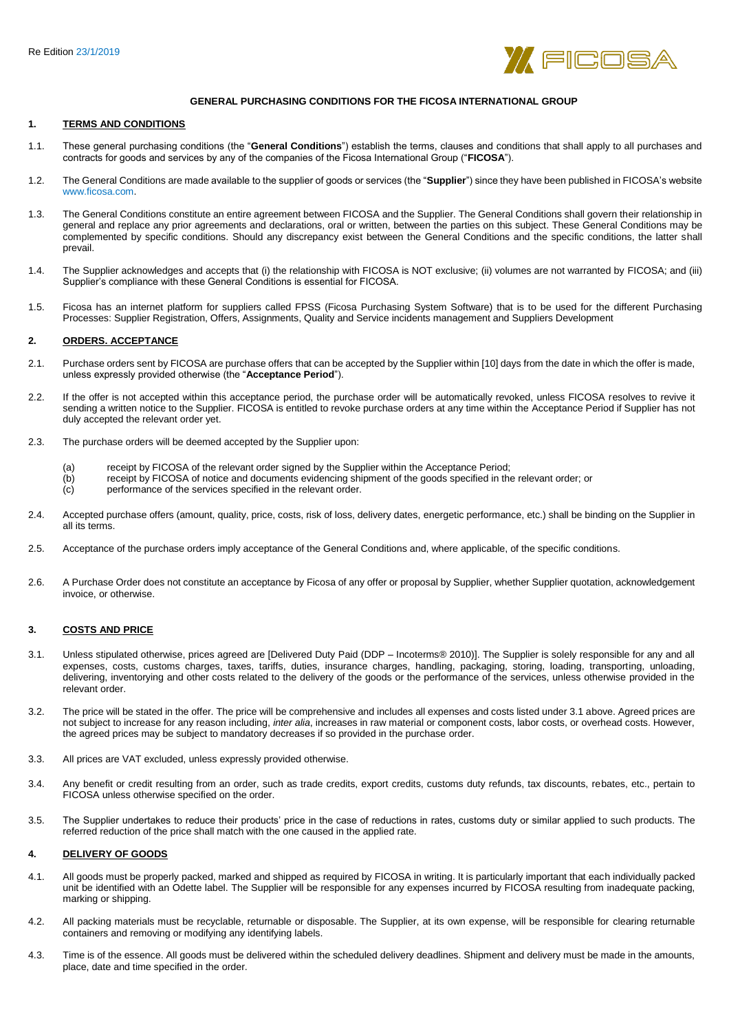Re Edition 23/1/2019

# GENERAL PURCHASING CONDITIONS FOR THE FICOSA INTERNATIONAL GROUP

## 1. TERMS AND CONDITIONS

1.1. These general purchasing conditions (the "**General Conditions**") establish the terms, clauses and conditions that shall apply to all purchases and contracts for goods and services by any of the companies of the Ficosa International Group ("**FICOSA**").

1.2. The General Conditions are made available to the supplier of goods or services (the "**Supplier**") since they have been published in FICOSA's website www.ficosa.com.

1.3. The General Conditions constitute an entire agreement between FICOSA and the Supplier. The General Conditions shall govern their relationship in general and replace any prior agreements and declarations, oral or written, between the parties on this subject. These General Conditions may be complemented by specific conditions. Should any discrepancy exist between the General Conditions and the specific conditions, the latter shall prevail.

1.4. The Supplier acknowledges and accepts that (i) the relationship with FICOSA is NOT exclusive; (ii) volumes are not warranted by FICOSA; and (iii) Supplier's compliance with these General Conditions is essential for FICOSA.

1.5. Ficosa has an internet platform for suppliers called FPSS (Ficosa Purchasing System Software) that is to be used for the different Purchasing Processes: Supplier Registration, Offers, Assignments, Quality and Service incidents management and Suppliers Development

## 2. ORDERS. ACCEPTANCE

2.1. Purchase orders sent by FICOSA are purchase offers that can be accepted by the Supplier within [10] days from the date in which the offer is made, unless expressly provided otherwise (the "**Acceptance Period**").

2.2. If the offer is not accepted within this acceptance period, the purchase order will be automatically revoked, unless FICOSA resolves to revive it sending a written notice to the Supplier. FICOSA is entitled to revoke purchase orders at any time within the Acceptance Period if Supplier has not duly accepted the relevant order yet.

2.3. The purchase orders will be deemed accepted by the Supplier upon:

(a) receipt by FICOSA of the relevant order signed by the Supplier within the Acceptance Period;
(b) receipt by FICOSA of notice and documents evidencing shipment of the goods specified in the relevant order; or
(c) performance of the services specified in the relevant order.

2.4. Accepted purchase offers (amount, quality, price, costs, risk of loss, delivery dates, energetic performance, etc.) shall be binding on the Supplier in all its terms.

2.5. Acceptance of the purchase orders imply acceptance of the General Conditions and, where applicable, of the specific conditions.

2.6. A Purchase Order does not constitute an acceptance by Ficosa of any offer or proposal by Supplier, whether Supplier quotation, acknowledgement invoice, or otherwise.

## 3. COSTS AND PRICE

3.1. Unless stipulated otherwise, prices agreed are [Delivered Duty Paid (DDP – Incoterms® 2010)]. The Supplier is solely responsible for any and all expenses, costs, customs charges, taxes, tariffs, duties, insurance charges, handling, packaging, storing, loading, transporting, unloading, delivering, inventorying and other costs related to the delivery of the goods or the performance of the services, unless otherwise provided in the relevant order.

3.2. The price will be stated in the offer. The price will be comprehensive and includes all expenses and costs listed under 3.1 above. Agreed prices are not subject to increase for any reason including, *inter alia*, increases in raw material or component costs, labor costs, or overhead costs. However, the agreed prices may be subject to mandatory decreases if so provided in the purchase order.

3.3. All prices are VAT excluded, unless expressly provided otherwise.

3.4. Any benefit or credit resulting from an order, such as trade credits, export credits, customs duty refunds, tax discounts, rebates, etc., pertain to FICOSA unless otherwise specified on the order.

3.5. The Supplier undertakes to reduce their products' price in the case of reductions in rates, customs duty or similar applied to such products. The referred reduction of the price shall match with the one caused in the applied rate.

## 4. DELIVERY OF GOODS

4.1. All goods must be properly packed, marked and shipped as required by FICOSA in writing. It is particularly important that each individually packed unit be identified with an Odette label. The Supplier will be responsible for any expenses incurred by FICOSA resulting from inadequate packing, marking or shipping.

4.2. All packing materials must be recyclable, returnable or disposable. The Supplier, at its own expense, will be responsible for clearing returnable containers and removing or modifying any identifying labels.

4.3. Time is of the essence. All goods must be delivered within the scheduled delivery deadlines. Shipment and delivery must be made in the amounts, place, date and time specified in the order.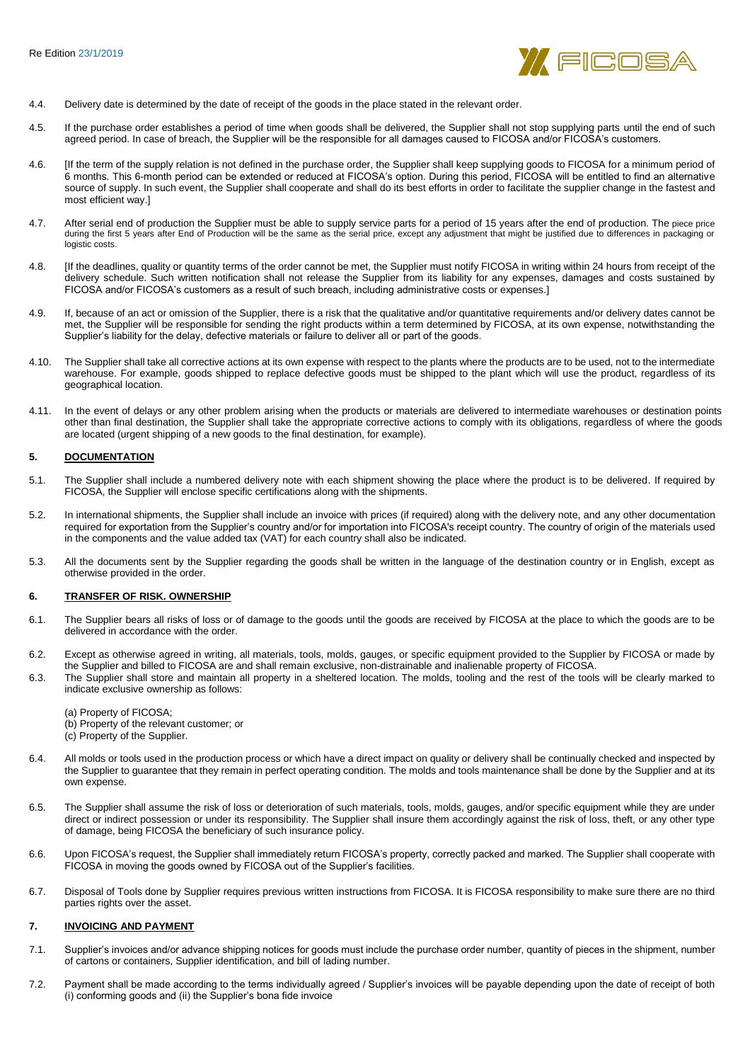4.4. Delivery date is determined by the date of receipt of the goods in the place stated in the relevant order.

4.5. If the purchase order establishes a period of time when goods shall be delivered, the Supplier shall not stop supplying parts until the end of such agreed period. In case of breach, the Supplier will be the responsible for all damages caused to FICOSA and/or FICOSA's customers.

4.6. [If the term of the supply relation is not defined in the purchase order, the Supplier shall keep supplying goods to FICOSA for a minimum period of 6 months. This 6-month period can be extended or reduced at FICOSA's option. During this period, FICOSA will be entitled to find an alternative source of supply. In such event, the Supplier shall cooperate and shall do its best efforts in order to facilitate the supplier change in the fastest and most efficient way.]

4.7. After serial end of production the Supplier must be able to supply service parts for a period of 15 years after the end of production. The piece price during the first 5 years after End of Production will be the same as the serial price, except any adjustment that might be justified due to differences in packaging or logistic costs.

4.8. [If the deadlines, quality or quantity terms of the order cannot be met, the Supplier must notify FICOSA in writing within 24 hours from receipt of the delivery schedule. Such written notification shall not release the Supplier from its liability for any expenses, damages and costs sustained by FICOSA and/or FICOSA's customers as a result of such breach, including administrative costs or expenses.]

4.9. If, because of an act or omission of the Supplier, there is a risk that the qualitative and/or quantitative requirements and/or delivery dates cannot be met, the Supplier will be responsible for sending the right products within a term determined by FICOSA, at its own expense, notwithstanding the Supplier's liability for the delay, defective materials or failure to deliver all or part of the goods.

4.10. The Supplier shall take all corrective actions at its own expense with respect to the plants where the products are to be used, not to the intermediate warehouse. For example, goods shipped to replace defective goods must be shipped to the plant which will use the product, regardless of its geographical location.

4.11. In the event of delays or any other problem arising when the products or materials are delivered to intermediate warehouses or destination points other than final destination, the Supplier shall take the appropriate corrective actions to comply with its obligations, regardless of where the goods are located (urgent shipping of a new goods to the final destination, for example).

## 5. DOCUMENTATION

5.1. The Supplier shall include a numbered delivery note with each shipment showing the place where the product is to be delivered. If required by FICOSA, the Supplier will enclose specific certifications along with the shipments.

5.2. In international shipments, the Supplier shall include an invoice with prices (if required) along with the delivery note, and any other documentation required for exportation from the Supplier's country and/or for importation into FICOSA's receipt country. The country of origin of the materials used in the components and the value added tax (VAT) for each country shall also be indicated.

5.3. All the documents sent by the Supplier regarding the goods shall be written in the language of the destination country or in English, except as otherwise provided in the order.

## 6. TRANSFER OF RISK. OWNERSHIP

6.1. The Supplier bears all risks of loss or of damage to the goods until the goods are received by FICOSA at the place to which the goods are to be delivered in accordance with the order.

6.2. Except as otherwise agreed in writing, all materials, tools, molds, gauges, or specific equipment provided to the Supplier by FICOSA or made by the Supplier and billed to FICOSA are and shall remain exclusive, non-distrainable and inalienable property of FICOSA.

6.3. The Supplier shall store and maintain all property in a sheltered location. The molds, tooling and the rest of the tools will be clearly marked to indicate exclusive ownership as follows:

(a) Property of FICOSA;
(b) Property of the relevant customer; or
(c) Property of the Supplier.

6.4. All molds or tools used in the production process or which have a direct impact on quality or delivery shall be continually checked and inspected by the Supplier to guarantee that they remain in perfect operating condition. The molds and tools maintenance shall be done by the Supplier and at its own expense.

6.5. The Supplier shall assume the risk of loss or deterioration of such materials, tools, molds, gauges, and/or specific equipment while they are under direct or indirect possession or under its responsibility. The Supplier shall insure them accordingly against the risk of loss, theft, or any other type of damage, being FICOSA the beneficiary of such insurance policy.

6.6. Upon FICOSA's request, the Supplier shall immediately return FICOSA's property, correctly packed and marked. The Supplier shall cooperate with FICOSA in moving the goods owned by FICOSA out of the Supplier's facilities.

6.7. Disposal of Tools done by Supplier requires previous written instructions from FICOSA. It is FICOSA responsibility to make sure there are no third parties rights over the asset.

## 7. INVOICING AND PAYMENT

7.1. Supplier's invoices and/or advance shipping notices for goods must include the purchase order number, quantity of pieces in the shipment, number of cartons or containers, Supplier identification, and bill of lading number.

7.2. Payment shall be made according to the terms individually agreed / Supplier's invoices will be payable depending upon the date of receipt of both (i) conforming goods and (ii) the Supplier's bona fide invoice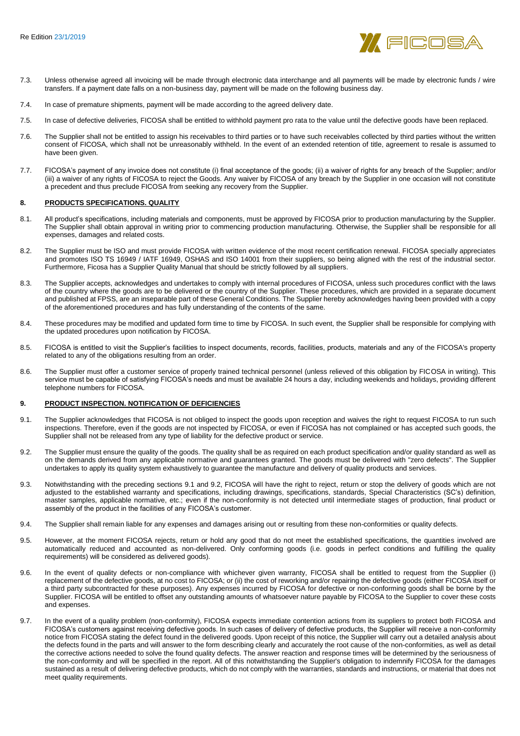7.3. Unless otherwise agreed all invoicing will be made through electronic data interchange and all payments will be made by electronic funds / wire transfers. If a payment date falls on a non-business day, payment will be made on the following business day.

7.4. In case of premature shipments, payment will be made according to the agreed delivery date.

7.5. In case of defective deliveries, FICOSA shall be entitled to withhold payment pro rata to the value until the defective goods have been replaced.

7.6. The Supplier shall not be entitled to assign his receivables to third parties or to have such receivables collected by third parties without the written consent of FICOSA, which shall not be unreasonably withheld. In the event of an extended retention of title, agreement to resale is assumed to have been given.

7.7. FICOSA's payment of any invoice does not constitute (i) final acceptance of the goods; (ii) a waiver of rights for any breach of the Supplier; and/or (iii) a waiver of any rights of FICOSA to reject the Goods. Any waiver by FICOSA of any breach by the Supplier in one occasion will not constitute a precedent and thus preclude FICOSA from seeking any recovery from the Supplier.

## 8. PRODUCTS SPECIFICATIONS. QUALITY

8.1. All product's specifications, including materials and components, must be approved by FICOSA prior to production manufacturing by the Supplier. The Supplier shall obtain approval in writing prior to commencing production manufacturing. Otherwise, the Supplier shall be responsible for all expenses, damages and related costs.

8.2. The Supplier must be ISO and must provide FICOSA with written evidence of the most recent certification renewal. FICOSA specially appreciates and promotes ISO TS 16949 / IATF 16949, OSHAS and ISO 14001 from their suppliers, so being aligned with the rest of the industrial sector. Furthermore, Ficosa has a Supplier Quality Manual that should be strictly followed by all suppliers.

8.3. The Supplier accepts, acknowledges and undertakes to comply with internal procedures of FICOSA, unless such procedures conflict with the laws of the country where the goods are to be delivered or the country of the Supplier. These procedures, which are provided in a separate document and published at FPSS, are an inseparable part of these General Conditions. The Supplier hereby acknowledges having been provided with a copy of the aforementioned procedures and has fully understanding of the contents of the same.

8.4. These procedures may be modified and updated form time to time by FICOSA. In such event, the Supplier shall be responsible for complying with the updated procedures upon notification by FICOSA.

8.5. FICOSA is entitled to visit the Supplier's facilities to inspect documents, records, facilities, products, materials and any of the FICOSA's property related to any of the obligations resulting from an order.

8.6. The Supplier must offer a customer service of properly trained technical personnel (unless relieved of this obligation by FICOSA in writing). This service must be capable of satisfying FICOSA's needs and must be available 24 hours a day, including weekends and holidays, providing different telephone numbers for FICOSA.

## 9. PRODUCT INSPECTION. NOTIFICATION OF DEFICIENCIES

9.1. The Supplier acknowledges that FICOSA is not obliged to inspect the goods upon reception and waives the right to request FICOSA to run such inspections. Therefore, even if the goods are not inspected by FICOSA, or even if FICOSA has not complained or has accepted such goods, the Supplier shall not be released from any type of liability for the defective product or service.

9.2. The Supplier must ensure the quality of the goods. The quality shall be as required on each product specification and/or quality standard as well as on the demands derived from any applicable normative and guarantees granted. The goods must be delivered with "zero defects". The Supplier undertakes to apply its quality system exhaustively to guarantee the manufacture and delivery of quality products and services.

9.3. Notwithstanding with the preceding sections 9.1 and 9.2, FICOSA will have the right to reject, return or stop the delivery of goods which are not adjusted to the established warranty and specifications, including drawings, specifications, standards, Special Characteristics (SC's) definition, master samples, applicable normative, etc.; even if the non-conformity is not detected until intermediate stages of production, final product or assembly of the product in the facilities of any FICOSA's customer.

9.4. The Supplier shall remain liable for any expenses and damages arising out or resulting from these non-conformities or quality defects.

9.5. However, at the moment FICOSA rejects, return or hold any good that do not meet the established specifications, the quantities involved are automatically reduced and accounted as non-delivered. Only conforming goods (i.e. goods in perfect conditions and fulfilling the quality requirements) will be considered as delivered goods).

9.6. In the event of quality defects or non-compliance with whichever given warranty, FICOSA shall be entitled to request from the Supplier (i) replacement of the defective goods, at no cost to FICOSA; or (ii) the cost of reworking and/or repairing the defective goods (either FICOSA itself or a third party subcontracted for these purposes). Any expenses incurred by FICOSA for defective or non-conforming goods shall be borne by the Supplier. FICOSA will be entitled to offset any outstanding amounts of whatsoever nature payable by FICOSA to the Supplier to cover these costs and expenses.

9.7. In the event of a quality problem (non-conformity), FICOSA expects immediate contention actions from its suppliers to protect both FICOSA and FICOSA's customers against receiving defective goods. In such cases of delivery of defective products, the Supplier will receive a non-conformity notice from FICOSA stating the defect found in the delivered goods. Upon receipt of this notice, the Supplier will carry out a detailed analysis about the defects found in the parts and will answer to the form describing clearly and accurately the root cause of the non-conformities, as well as detail the corrective actions needed to solve the found quality defects. The answer reaction and response times will be determined by the seriousness of the non-conformity and will be specified in the report. All of this notwithstanding the Supplier's obligation to indemnify FICOSA for the damages sustained as a result of delivering defective products, which do not comply with the warranties, standards and instructions, or material that does not meet quality requirements.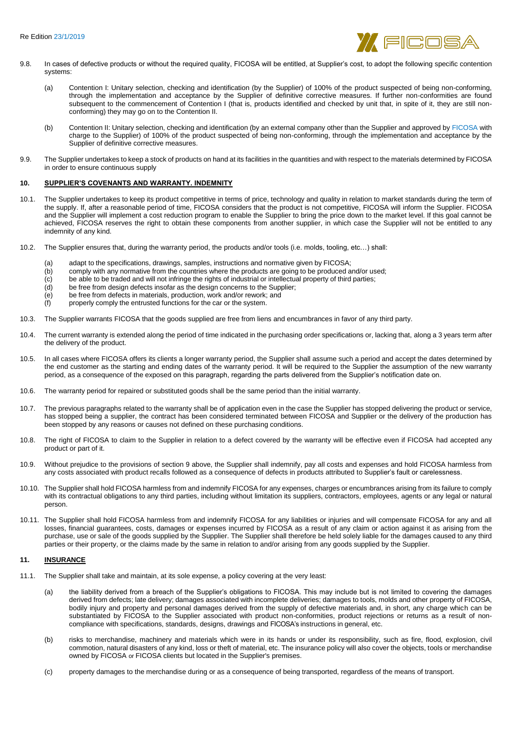9.8. In cases of defective products or without the required quality, FICOSA will be entitled, at Supplier's cost, to adopt the following specific contention systems:

(a) Contention I: Unitary selection, checking and identification (by the Supplier) of 100% of the product suspected of being non-conforming, through the implementation and acceptance by the Supplier of definitive corrective measures. If further non-conformities are found subsequent to the commencement of Contention I (that is, products identified and checked by unit that, in spite of it, they are still non-conforming) they may go on to the Contention II.

(b) Contention II: Unitary selection, checking and identification (by an external company other than the Supplier and approved by FICOSA with charge to the Supplier) of 100% of the product suspected of being non-conforming, through the implementation and acceptance by the Supplier of definitive corrective measures.

9.9. The Supplier undertakes to keep a stock of products on hand at its facilities in the quantities and with respect to the materials determined by FICOSA in order to ensure continuous supply

## 10. SUPPLIER'S COVENANTS AND WARRANTY. INDEMNITY

10.1. The Supplier undertakes to keep its product competitive in terms of price, technology and quality in relation to market standards during the term of the supply. If, after a reasonable period of time, FICOSA considers that the product is not competitive, FICOSA will inform the Supplier. FICOSA and the Supplier will implement a cost reduction program to enable the Supplier to bring the price down to the market level. If this goal cannot be achieved, FICOSA reserves the right to obtain these components from another supplier, in which case the Supplier will not be entitled to any indemnity of any kind.

10.2. The Supplier ensures that, during the warranty period, the products and/or tools (i.e. molds, tooling, etc…) shall:

(a) adapt to the specifications, drawings, samples, instructions and normative given by FICOSA;
(b) comply with any normative from the countries where the products are going to be produced and/or used;
(c) be able to be traded and will not infringe the rights of industrial or intellectual property of third parties;
(d) be free from design defects insofar as the design concerns to the Supplier;
(e) be free from defects in materials, production, work and/or rework; and
(f) properly comply the entrusted functions for the car or the system.

10.3. The Supplier warrants FICOSA that the goods supplied are free from liens and encumbrances in favor of any third party.

10.4. The current warranty is extended along the period of time indicated in the purchasing order specifications or, lacking that, along a 3 years term after the delivery of the product.

10.5. In all cases where FICOSA offers its clients a longer warranty period, the Supplier shall assume such a period and accept the dates determined by the end customer as the starting and ending dates of the warranty period. It will be required to the Supplier the assumption of the new warranty period, as a consequence of the exposed on this paragraph, regarding the parts delivered from the Supplier's notification date on.

10.6. The warranty period for repaired or substituted goods shall be the same period than the initial warranty.

10.7. The previous paragraphs related to the warranty shall be of application even in the case the Supplier has stopped delivering the product or service, has stopped being a supplier, the contract has been considered terminated between FICOSA and Supplier or the delivery of the production has been stopped by any reasons or causes not defined on these purchasing conditions.

10.8. The right of FICOSA to claim to the Supplier in relation to a defect covered by the warranty will be effective even if FICOSA had accepted any product or part of it.

10.9. Without prejudice to the provisions of section 9 above, the Supplier shall indemnify, pay all costs and expenses and hold FICOSA harmless from any costs associated with product recalls followed as a consequence of defects in products attributed to Supplier's fault or carelessness.

10.10. The Supplier shall hold FICOSA harmless from and indemnify FICOSA for any expenses, charges or encumbrances arising from its failure to comply with its contractual obligations to any third parties, including without limitation its suppliers, contractors, employees, agents or any legal or natural person.

10.11. The Supplier shall hold FICOSA harmless from and indemnify FICOSA for any liabilities or injuries and will compensate FICOSA for any and all losses, financial guarantees, costs, damages or expenses incurred by FICOSA as a result of any claim or action against it as arising from the purchase, use or sale of the goods supplied by the Supplier. The Supplier shall therefore be held solely liable for the damages caused to any third parties or their property, or the claims made by the same in relation to and/or arising from any goods supplied by the Supplier.

## 11. INSURANCE

11.1. The Supplier shall take and maintain, at its sole expense, a policy covering at the very least:

(a) the liability derived from a breach of the Supplier's obligations to FICOSA. This may include but is not limited to covering the damages derived from defects; late delivery; damages associated with incomplete deliveries; damages to tools, molds and other property of FICOSA, bodily injury and property and personal damages derived from the supply of defective materials and, in short, any charge which can be substantiated by FICOSA to the Supplier associated with product non-conformities, product rejections or returns as a result of non-compliance with specifications, standards, designs, drawings and FICOSA's instructions in general, etc.

(b) risks to merchandise, machinery and materials which were in its hands or under its responsibility, such as fire, flood, explosion, civil commotion, natural disasters of any kind, loss or theft of material, etc. The insurance policy will also cover the objects, tools or merchandise owned by FICOSA or FICOSA clients but located in the Supplier's premises.

(c) property damages to the merchandise during or as a consequence of being transported, regardless of the means of transport.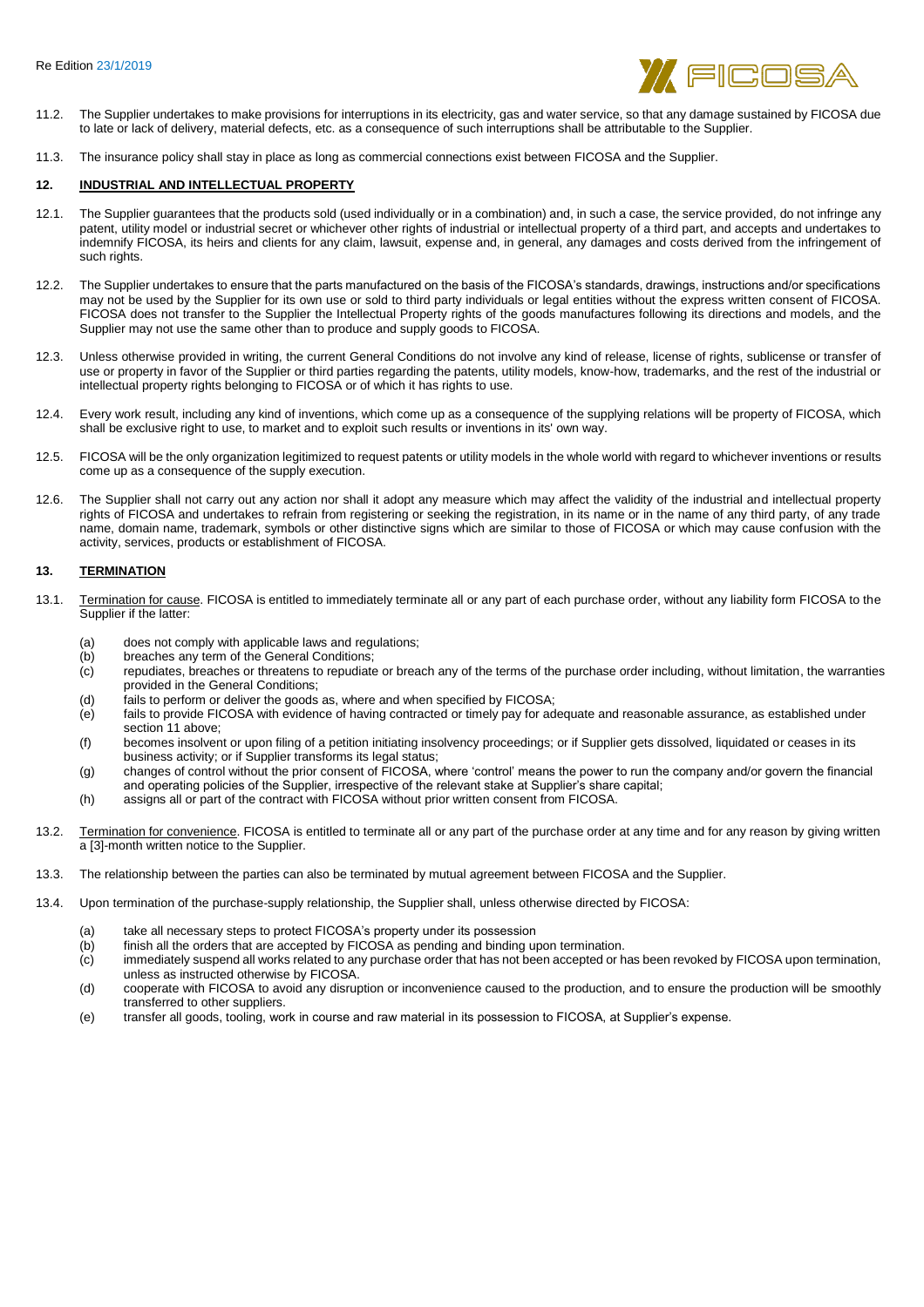11.2. The Supplier undertakes to make provisions for interruptions in its electricity, gas and water service, so that any damage sustained by FICOSA due to late or lack of delivery, material defects, etc. as a consequence of such interruptions shall be attributable to the Supplier.

11.3. The insurance policy shall stay in place as long as commercial connections exist between FICOSA and the Supplier.

## 12. INDUSTRIAL AND INTELLECTUAL PROPERTY

12.1. The Supplier guarantees that the products sold (used individually or in a combination) and, in such a case, the service provided, do not infringe any patent, utility model or industrial secret or whichever other rights of industrial or intellectual property of a third part, and accepts and undertakes to indemnify FICOSA, its heirs and clients for any claim, lawsuit, expense and, in general, any damages and costs derived from the infringement of such rights.

12.2. The Supplier undertakes to ensure that the parts manufactured on the basis of the FICOSA's standards, drawings, instructions and/or specifications may not be used by the Supplier for its own use or sold to third party individuals or legal entities without the express written consent of FICOSA. FICOSA does not transfer to the Supplier the Intellectual Property rights of the goods manufactures following its directions and models, and the Supplier may not use the same other than to produce and supply goods to FICOSA.

12.3. Unless otherwise provided in writing, the current General Conditions do not involve any kind of release, license of rights, sublicense or transfer of use or property in favor of the Supplier or third parties regarding the patents, utility models, know-how, trademarks, and the rest of the industrial or intellectual property rights belonging to FICOSA or of which it has rights to use.

12.4. Every work result, including any kind of inventions, which come up as a consequence of the supplying relations will be property of FICOSA, which shall be exclusive right to use, to market and to exploit such results or inventions in its' own way.

12.5. FICOSA will be the only organization legitimized to request patents or utility models in the whole world with regard to whichever inventions or results come up as a consequence of the supply execution.

12.6. The Supplier shall not carry out any action nor shall it adopt any measure which may affect the validity of the industrial and intellectual property rights of FICOSA and undertakes to refrain from registering or seeking the registration, in its name or in the name of any third party, of any trade name, domain name, trademark, symbols or other distinctive signs which are similar to those of FICOSA or which may cause confusion with the activity, services, products or establishment of FICOSA.

## 13. TERMINATION

13.1. Termination for cause. FICOSA is entitled to immediately terminate all or any part of each purchase order, without any liability form FICOSA to the Supplier if the latter:

(a) does not comply with applicable laws and regulations;
(b) breaches any term of the General Conditions;
(c) repudiates, breaches or threatens to repudiate or breach any of the terms of the purchase order including, without limitation, the warranties provided in the General Conditions;
(d) fails to perform or deliver the goods as, where and when specified by FICOSA;
(e) fails to provide FICOSA with evidence of having contracted or timely pay for adequate and reasonable assurance, as established under section 11 above;
(f) becomes insolvent or upon filing of a petition initiating insolvency proceedings; or if Supplier gets dissolved, liquidated or ceases in its business activity; or if Supplier transforms its legal status;
(g) changes of control without the prior consent of FICOSA, where 'control' means the power to run the company and/or govern the financial and operating policies of the Supplier, irrespective of the relevant stake at Supplier's share capital;
(h) assigns all or part of the contract with FICOSA without prior written consent from FICOSA.

13.2. Termination for convenience. FICOSA is entitled to terminate all or any part of the purchase order at any time and for any reason by giving written a [3]-month written notice to the Supplier.

13.3. The relationship between the parties can also be terminated by mutual agreement between FICOSA and the Supplier.

13.4. Upon termination of the purchase-supply relationship, the Supplier shall, unless otherwise directed by FICOSA:

(a) take all necessary steps to protect FICOSA's property under its possession
(b) finish all the orders that are accepted by FICOSA as pending and binding upon termination.
(c) immediately suspend all works related to any purchase order that has not been accepted or has been revoked by FICOSA upon termination, unless as instructed otherwise by FICOSA.
(d) cooperate with FICOSA to avoid any disruption or inconvenience caused to the production, and to ensure the production will be smoothly transferred to other suppliers.
(e) transfer all goods, tooling, work in course and raw material in its possession to FICOSA, at Supplier's expense.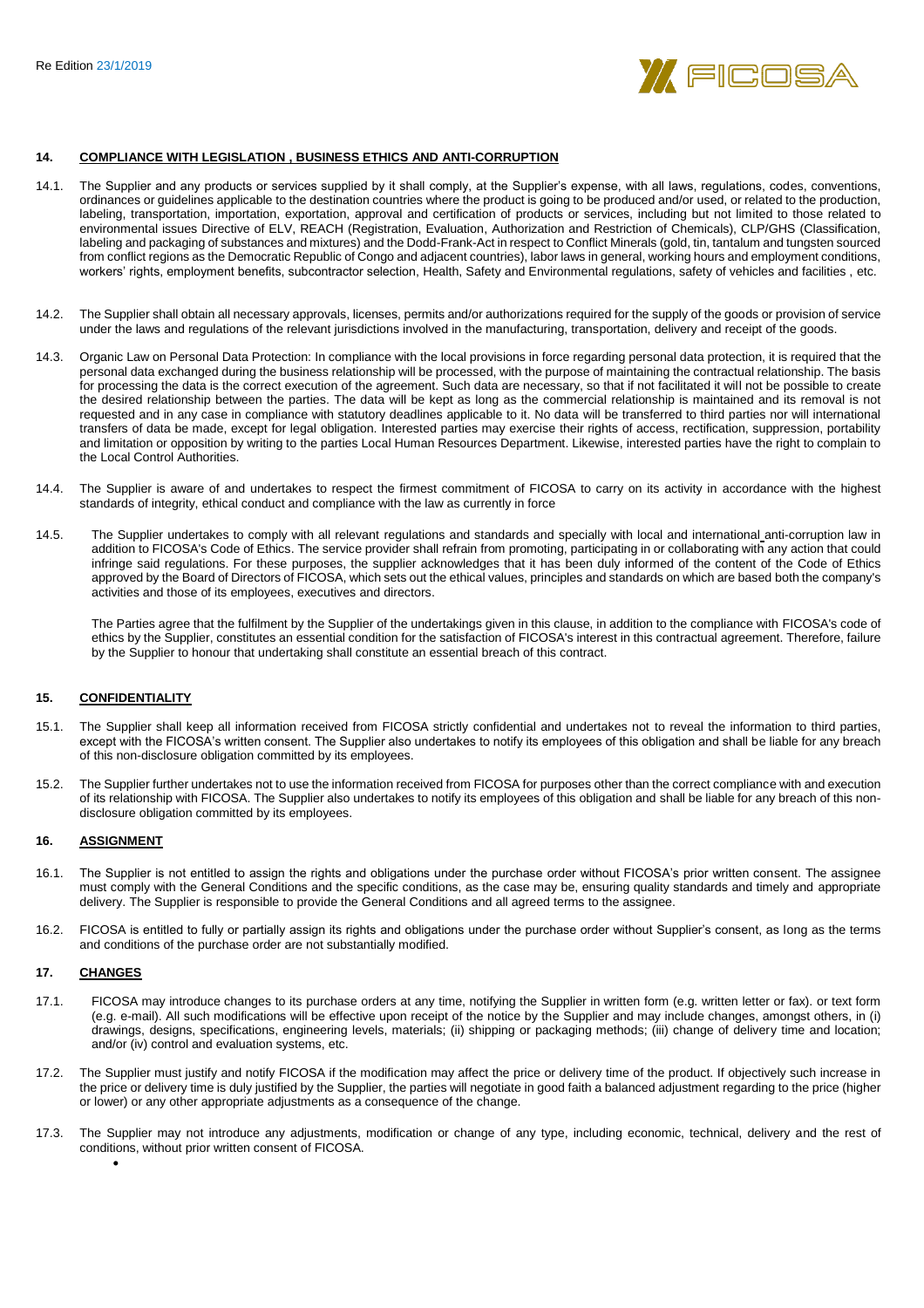## 14. COMPLIANCE WITH LEGISLATION , BUSINESS ETHICS AND ANTI-CORRUPTION

14.1. The Supplier and any products or services supplied by it shall comply, at the Supplier's expense, with all laws, regulations, codes, conventions, ordinances or guidelines applicable to the destination countries where the product is going to be produced and/or used, or related to the production, labeling, transportation, importation, exportation, approval and certification of products or services, including but not limited to those related to environmental issues Directive of ELV, REACH (Registration, Evaluation, Authorization and Restriction of Chemicals), CLP/GHS (Classification, labeling and packaging of substances and mixtures) and the Dodd-Frank-Act in respect to Conflict Minerals (gold, tin, tantalum and tungsten sourced from conflict regions as the Democratic Republic of Congo and adjacent countries), labor laws in general, working hours and employment conditions, workers' rights, employment benefits, subcontractor selection, Health, Safety and Environmental regulations, safety of vehicles and facilities , etc.

14.2. The Supplier shall obtain all necessary approvals, licenses, permits and/or authorizations required for the supply of the goods or provision of service under the laws and regulations of the relevant jurisdictions involved in the manufacturing, transportation, delivery and receipt of the goods.

14.3. Organic Law on Personal Data Protection: In compliance with the local provisions in force regarding personal data protection, it is required that the personal data exchanged during the business relationship will be processed, with the purpose of maintaining the contractual relationship. The basis for processing the data is the correct execution of the agreement. Such data are necessary, so that if not facilitated it will not be possible to create the desired relationship between the parties. The data will be kept as long as the commercial relationship is maintained and its removal is not requested and in any case in compliance with statutory deadlines applicable to it. No data will be transferred to third parties nor will international transfers of data be made, except for legal obligation. Interested parties may exercise their rights of access, rectification, suppression, portability and limitation or opposition by writing to the parties Local Human Resources Department. Likewise, interested parties have the right to complain to the Local Control Authorities.

14.4. The Supplier is aware of and undertakes to respect the firmest commitment of FICOSA to carry on its activity in accordance with the highest standards of integrity, ethical conduct and compliance with the law as currently in force

14.5. The Supplier undertakes to comply with all relevant regulations and standards and specially with local and international anti-corruption law in addition to FICOSA's Code of Ethics. The service provider shall refrain from promoting, participating in or collaborating with any action that could infringe said regulations. For these purposes, the supplier acknowledges that it has been duly informed of the content of the Code of Ethics approved by the Board of Directors of FICOSA, which sets out the ethical values, principles and standards on which are based both the company's activities and those of its employees, executives and directors.

The Parties agree that the fulfilment by the Supplier of the undertakings given in this clause, in addition to the compliance with FICOSA's code of ethics by the Supplier, constitutes an essential condition for the satisfaction of FICOSA's interest in this contractual agreement. Therefore, failure by the Supplier to honour that undertaking shall constitute an essential breach of this contract.

## 15. CONFIDENTIALITY

15.1. The Supplier shall keep all information received from FICOSA strictly confidential and undertakes not to reveal the information to third parties, except with the FICOSA's written consent. The Supplier also undertakes to notify its employees of this obligation and shall be liable for any breach of this non-disclosure obligation committed by its employees.

15.2. The Supplier further undertakes not to use the information received from FICOSA for purposes other than the correct compliance with and execution of its relationship with FICOSA. The Supplier also undertakes to notify its employees of this obligation and shall be liable for any breach of this non-disclosure obligation committed by its employees.

## 16. ASSIGNMENT

16.1. The Supplier is not entitled to assign the rights and obligations under the purchase order without FICOSA's prior written consent. The assignee must comply with the General Conditions and the specific conditions, as the case may be, ensuring quality standards and timely and appropriate delivery. The Supplier is responsible to provide the General Conditions and all agreed terms to the assignee.

16.2. FICOSA is entitled to fully or partially assign its rights and obligations under the purchase order without Supplier's consent, as long as the terms and conditions of the purchase order are not substantially modified.

## 17. CHANGES

17.1. FICOSA may introduce changes to its purchase orders at any time, notifying the Supplier in written form (e.g. written letter or fax). or text form (e.g. e-mail). All such modifications will be effective upon receipt of the notice by the Supplier and may include changes, amongst others, in (i) drawings, designs, specifications, engineering levels, materials; (ii) shipping or packaging methods; (iii) change of delivery time and location; and/or (iv) control and evaluation systems, etc.

17.2. The Supplier must justify and notify FICOSA if the modification may affect the price or delivery time of the product. If objectively such increase in the price or delivery time is duly justified by the Supplier, the parties will negotiate in good faith a balanced adjustment regarding to the price (higher or lower) or any other appropriate adjustments as a consequence of the change.

17.3. The Supplier may not introduce any adjustments, modification or change of any type, including economic, technical, delivery and the rest of conditions, without prior written consent of FICOSA.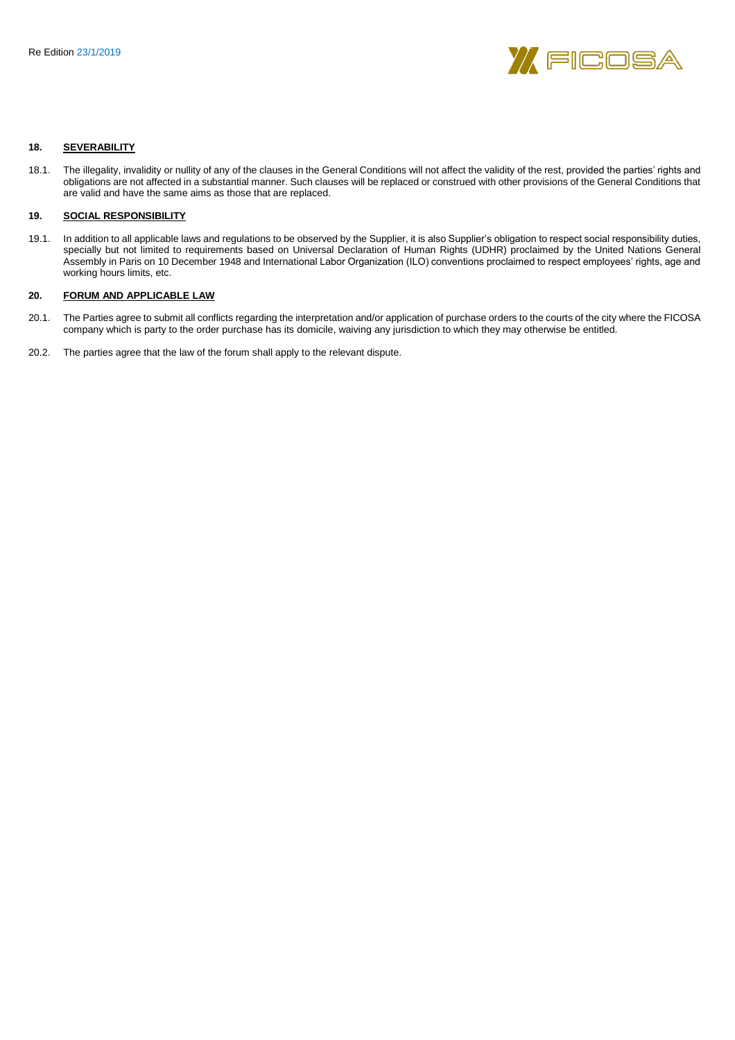## 18. SEVERABILITY

18.1. The illegality, invalidity or nullity of any of the clauses in the General Conditions will not affect the validity of the rest, provided the parties' rights and obligations are not affected in a substantial manner. Such clauses will be replaced or construed with other provisions of the General Conditions that are valid and have the same aims as those that are replaced.

## 19. SOCIAL RESPONSIBILITY

19.1. In addition to all applicable laws and regulations to be observed by the Supplier, it is also Supplier's obligation to respect social responsibility duties, specially but not limited to requirements based on Universal Declaration of Human Rights (UDHR) proclaimed by the United Nations General Assembly in Paris on 10 December 1948 and International Labor Organization (ILO) conventions proclaimed to respect employees' rights, age and working hours limits, etc.

## 20. FORUM AND APPLICABLE LAW

20.1. The Parties agree to submit all conflicts regarding the interpretation and/or application of purchase orders to the courts of the city where the FICOSA company which is party to the order purchase has its domicile, waiving any jurisdiction to which they may otherwise be entitled.

20.2. The parties agree that the law of the forum shall apply to the relevant dispute.